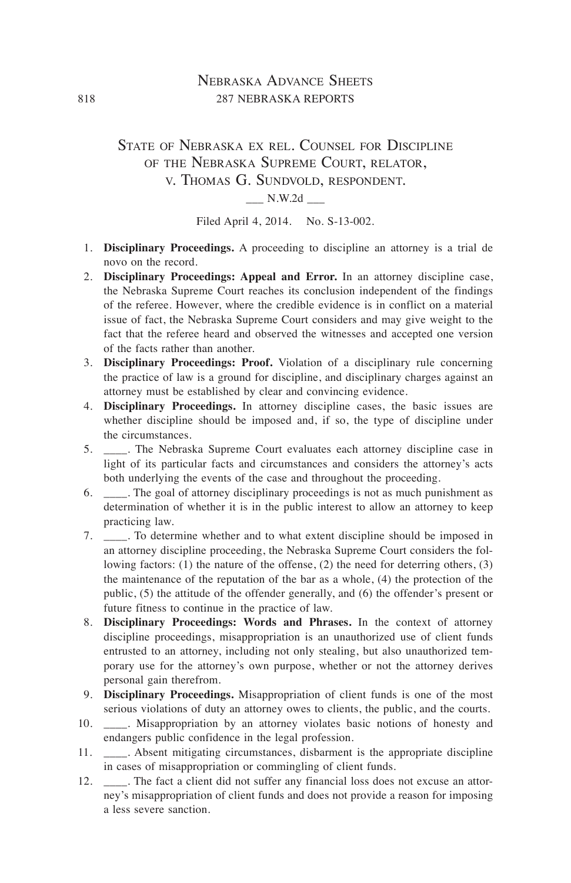# State of Nebraska ex rel. Counsel for Discipline of the Nebraska Supreme Court, relator, v. Thomas G. Sundvold, respondent.

___ N.W.2d ___

Filed April 4, 2014. No. S-13-002.

1. **Disciplinary Proceedings.** A proceeding to discipline an attorney is a trial de novo on the record.
2. **Disciplinary Proceedings: Appeal and Error.** In an attorney discipline case, the Nebraska Supreme Court reaches its conclusion independent of the findings of the referee. However, where the credible evidence is in conflict on a material issue of fact, the Nebraska Supreme Court considers and may give weight to the fact that the referee heard and observed the witnesses and accepted one version of the facts rather than another.
3. **Disciplinary Proceedings: Proof.** Violation of a disciplinary rule concerning the practice of law is a ground for discipline, and disciplinary charges against an attorney must be established by clear and convincing evidence.
4. **Disciplinary Proceedings.** In attorney discipline cases, the basic issues are whether discipline should be imposed and, if so, the type of discipline under the circumstances.
5. ____. The Nebraska Supreme Court evaluates each attorney discipline case in light of its particular facts and circumstances and considers the attorney's acts both underlying the events of the case and throughout the proceeding.
6. ____. The goal of attorney disciplinary proceedings is not as much punishment as determination of whether it is in the public interest to allow an attorney to keep practicing law.
7. ____. To determine whether and to what extent discipline should be imposed in an attorney discipline proceeding, the Nebraska Supreme Court considers the following factors: (1) the nature of the offense, (2) the need for deterring others, (3) the maintenance of the reputation of the bar as a whole, (4) the protection of the public, (5) the attitude of the offender generally, and (6) the offender's present or future fitness to continue in the practice of law.
8. **Disciplinary Proceedings: Words and Phrases.** In the context of attorney discipline proceedings, misappropriation is an unauthorized use of client funds entrusted to an attorney, including not only stealing, but also unauthorized temporary use for the attorney's own purpose, whether or not the attorney derives personal gain therefrom.
9. **Disciplinary Proceedings.** Misappropriation of client funds is one of the most serious violations of duty an attorney owes to clients, the public, and the courts.
10. ____. Misappropriation by an attorney violates basic notions of honesty and endangers public confidence in the legal profession.
11. ____. Absent mitigating circumstances, disbarment is the appropriate discipline in cases of misappropriation or commingling of client funds.
12. ____. The fact a client did not suffer any financial loss does not excuse an attorney's misappropriation of client funds and does not provide a reason for imposing a less severe sanction.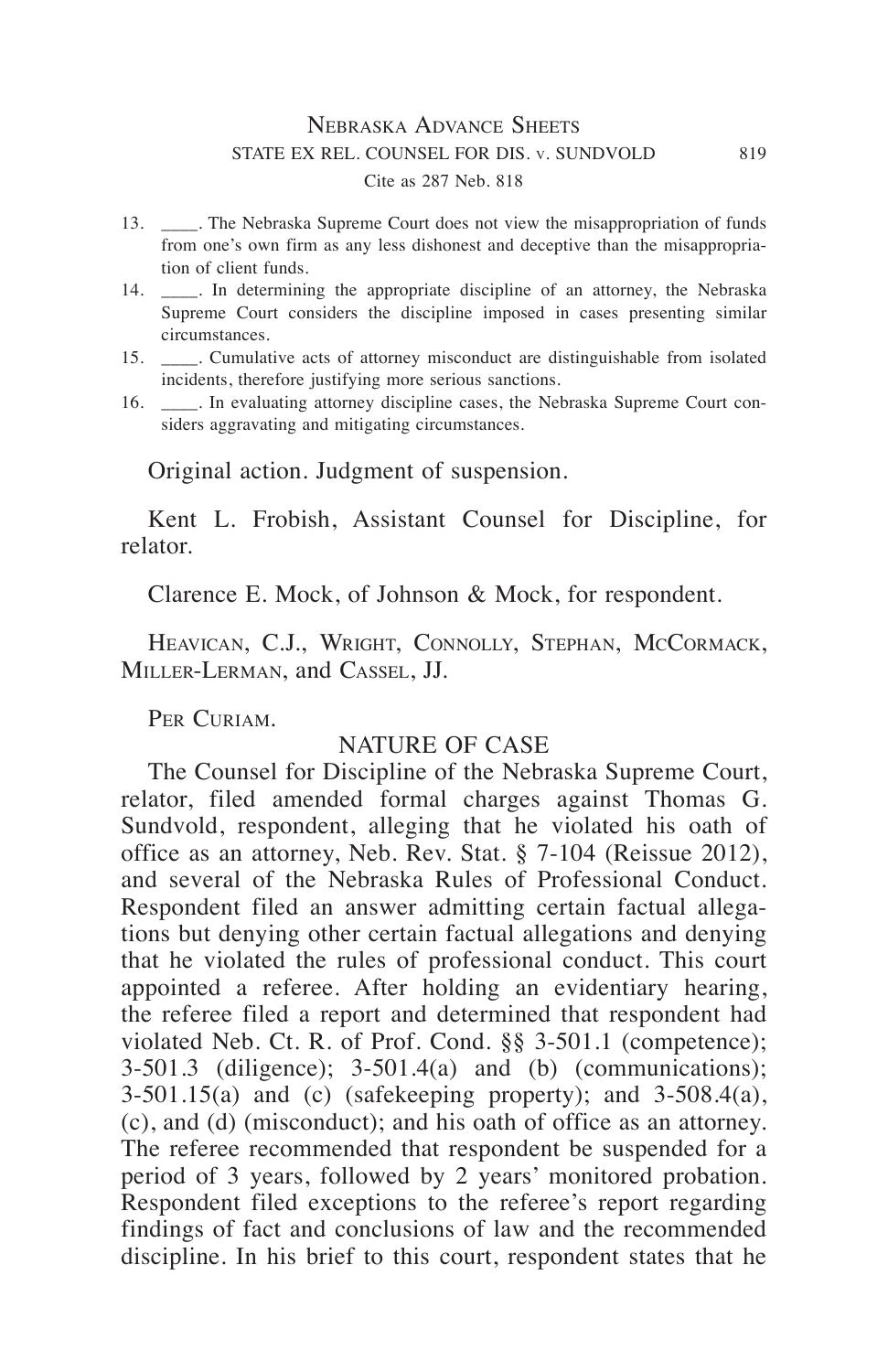13. \_\_\_\_. The Nebraska Supreme Court does not view the misappropriation of funds from one's own firm as any less dishonest and deceptive than the misappropriation of client funds.
14. \_\_\_\_. In determining the appropriate discipline of an attorney, the Nebraska Supreme Court considers the discipline imposed in cases presenting similar circumstances.
15. \_\_\_\_. Cumulative acts of attorney misconduct are distinguishable from isolated incidents, therefore justifying more serious sanctions.
16. \_\_\_\_. In evaluating attorney discipline cases, the Nebraska Supreme Court considers aggravating and mitigating circumstances.

Original action. Judgment of suspension.

Kent L. Frobish, Assistant Counsel for Discipline, for relator.

Clarence E. Mock, of Johnson & Mock, for respondent.

Heavican, C.J., Wright, Connolly, Stephan, McCormack, Miller-Lerman, and Cassel, JJ.

Per Curiam.

## NATURE OF CASE

The Counsel for Discipline of the Nebraska Supreme Court, relator, filed amended formal charges against Thomas G. Sundvold, respondent, alleging that he violated his oath of office as an attorney, Neb. Rev. Stat. § 7-104 (Reissue 2012), and several of the Nebraska Rules of Professional Conduct. Respondent filed an answer admitting certain factual allegations but denying other certain factual allegations and denying that he violated the rules of professional conduct. This court appointed a referee. After holding an evidentiary hearing, the referee filed a report and determined that respondent had violated Neb. Ct. R. of Prof. Cond. §§ 3-501.1 (competence); 3-501.3 (diligence); 3-501.4(a) and (b) (communications); 3-501.15(a) and (c) (safekeeping property); and 3-508.4(a), (c), and (d) (misconduct); and his oath of office as an attorney. The referee recommended that respondent be suspended for a period of 3 years, followed by 2 years' monitored probation. Respondent filed exceptions to the referee's report regarding findings of fact and conclusions of law and the recommended discipline. In his brief to this court, respondent states that he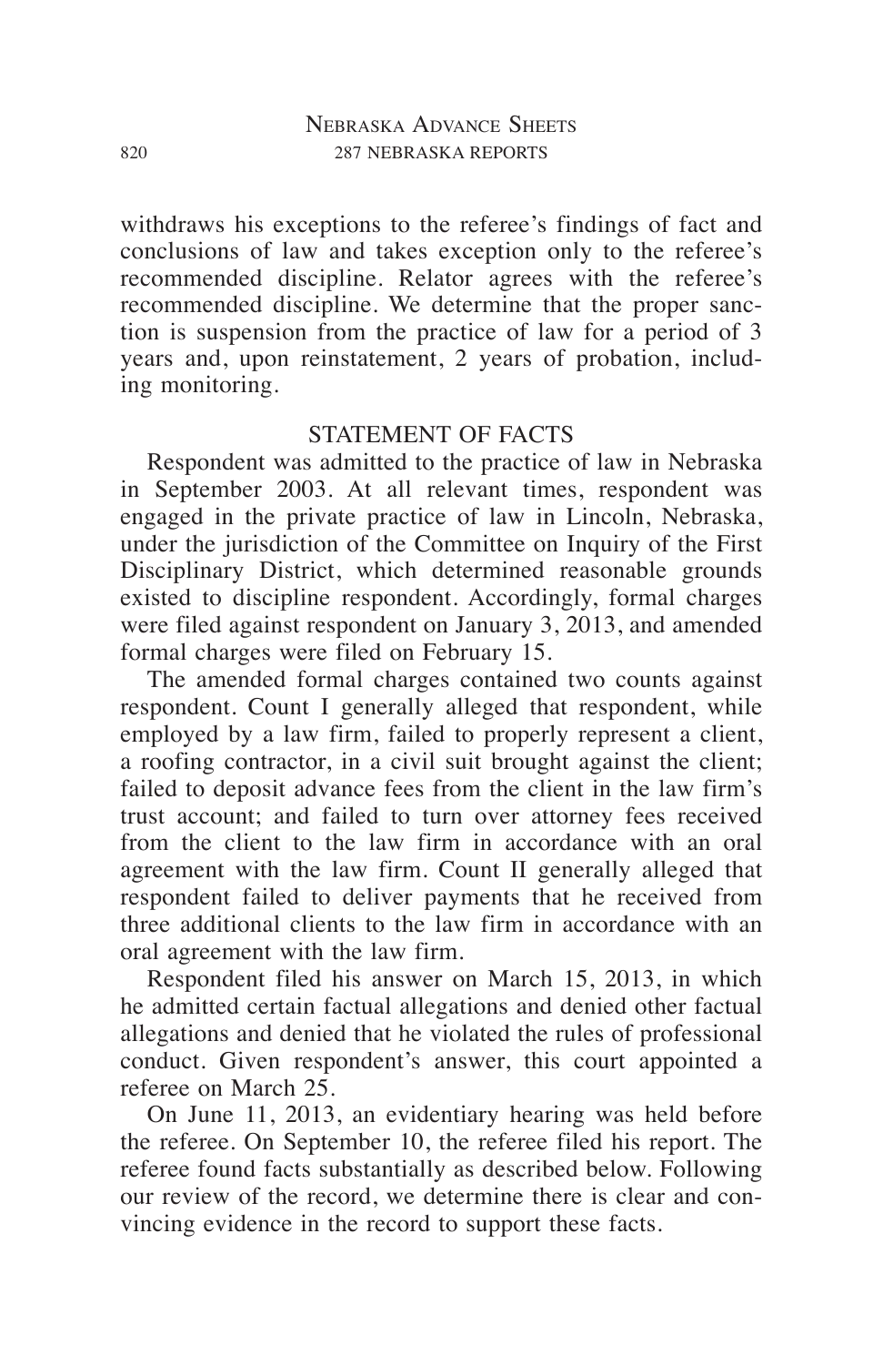withdraws his exceptions to the referee's findings of fact and conclusions of law and takes exception only to the referee's recommended discipline. Relator agrees with the referee's recommended discipline. We determine that the proper sanction is suspension from the practice of law for a period of 3 years and, upon reinstatement, 2 years of probation, including monitoring.

## STATEMENT OF FACTS

Respondent was admitted to the practice of law in Nebraska in September 2003. At all relevant times, respondent was engaged in the private practice of law in Lincoln, Nebraska, under the jurisdiction of the Committee on Inquiry of the First Disciplinary District, which determined reasonable grounds existed to discipline respondent. Accordingly, formal charges were filed against respondent on January 3, 2013, and amended formal charges were filed on February 15.

The amended formal charges contained two counts against respondent. Count I generally alleged that respondent, while employed by a law firm, failed to properly represent a client, a roofing contractor, in a civil suit brought against the client; failed to deposit advance fees from the client in the law firm's trust account; and failed to turn over attorney fees received from the client to the law firm in accordance with an oral agreement with the law firm. Count II generally alleged that respondent failed to deliver payments that he received from three additional clients to the law firm in accordance with an oral agreement with the law firm.

Respondent filed his answer on March 15, 2013, in which he admitted certain factual allegations and denied other factual allegations and denied that he violated the rules of professional conduct. Given respondent's answer, this court appointed a referee on March 25.

On June 11, 2013, an evidentiary hearing was held before the referee. On September 10, the referee filed his report. The referee found facts substantially as described below. Following our review of the record, we determine there is clear and convincing evidence in the record to support these facts.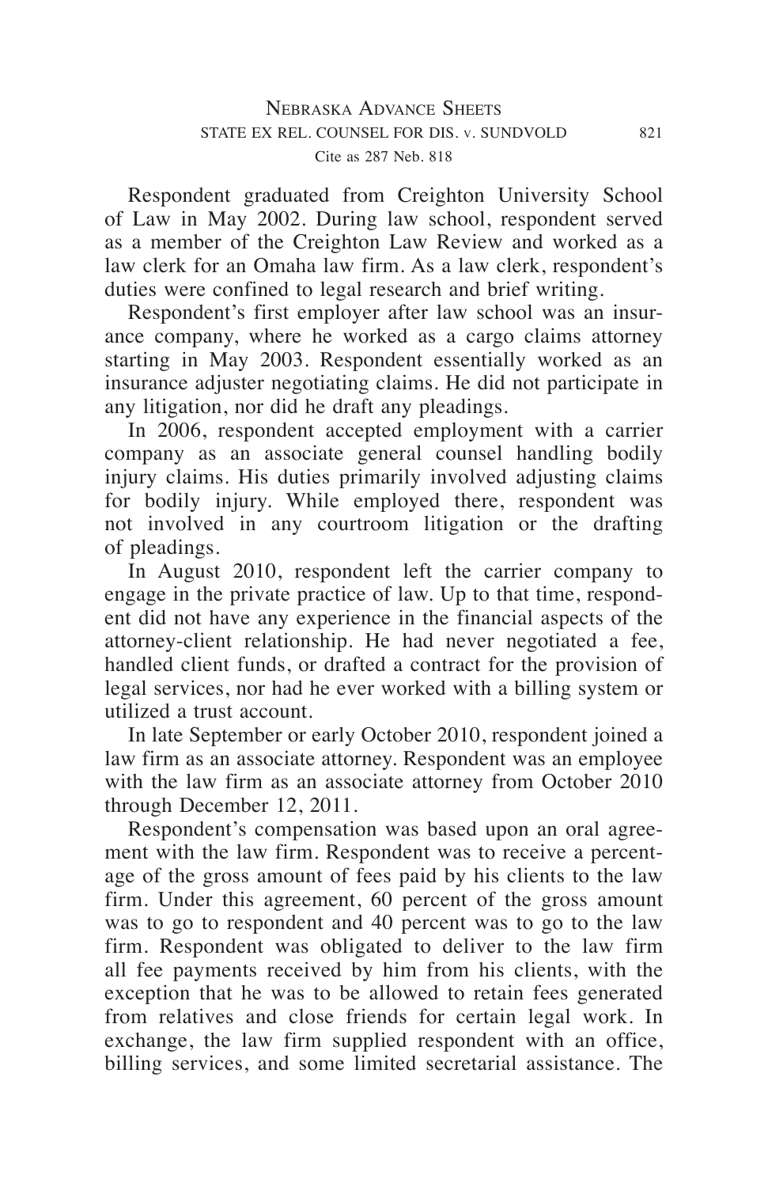Respondent graduated from Creighton University School of Law in May 2002. During law school, respondent served as a member of the Creighton Law Review and worked as a law clerk for an Omaha law firm. As a law clerk, respondent's duties were confined to legal research and brief writing.

Respondent's first employer after law school was an insurance company, where he worked as a cargo claims attorney starting in May 2003. Respondent essentially worked as an insurance adjuster negotiating claims. He did not participate in any litigation, nor did he draft any pleadings.

In 2006, respondent accepted employment with a carrier company as an associate general counsel handling bodily injury claims. His duties primarily involved adjusting claims for bodily injury. While employed there, respondent was not involved in any courtroom litigation or the drafting of pleadings.

In August 2010, respondent left the carrier company to engage in the private practice of law. Up to that time, respondent did not have any experience in the financial aspects of the attorney-client relationship. He had never negotiated a fee, handled client funds, or drafted a contract for the provision of legal services, nor had he ever worked with a billing system or utilized a trust account.

In late September or early October 2010, respondent joined a law firm as an associate attorney. Respondent was an employee with the law firm as an associate attorney from October 2010 through December 12, 2011.

Respondent's compensation was based upon an oral agreement with the law firm. Respondent was to receive a percentage of the gross amount of fees paid by his clients to the law firm. Under this agreement, 60 percent of the gross amount was to go to respondent and 40 percent was to go to the law firm. Respondent was obligated to deliver to the law firm all fee payments received by him from his clients, with the exception that he was to be allowed to retain fees generated from relatives and close friends for certain legal work. In exchange, the law firm supplied respondent with an office, billing services, and some limited secretarial assistance. The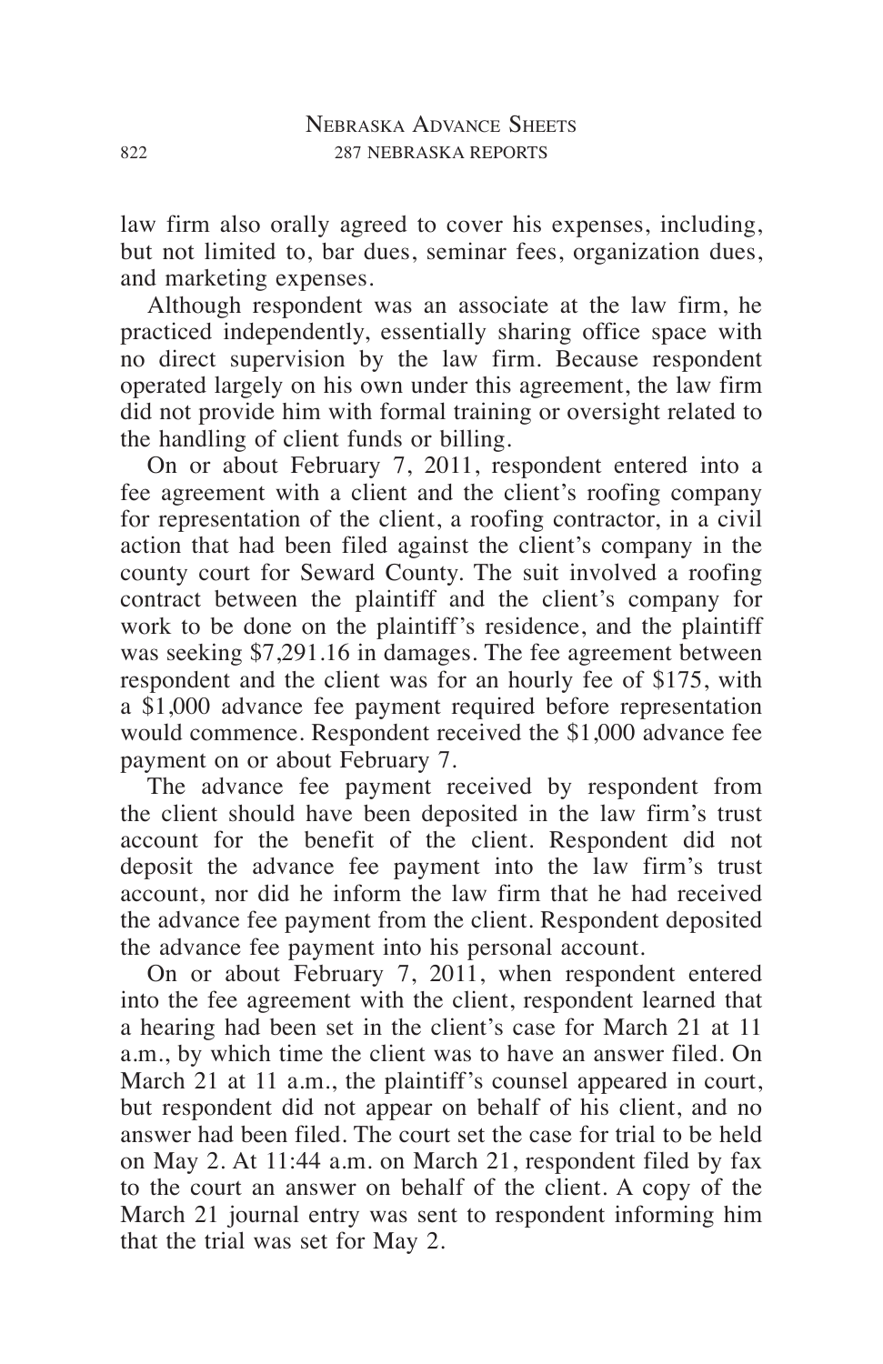law firm also orally agreed to cover his expenses, including, but not limited to, bar dues, seminar fees, organization dues, and marketing expenses.

Although respondent was an associate at the law firm, he practiced independently, essentially sharing office space with no direct supervision by the law firm. Because respondent operated largely on his own under this agreement, the law firm did not provide him with formal training or oversight related to the handling of client funds or billing.

On or about February 7, 2011, respondent entered into a fee agreement with a client and the client's roofing company for representation of the client, a roofing contractor, in a civil action that had been filed against the client's company in the county court for Seward County. The suit involved a roofing contract between the plaintiff and the client's company for work to be done on the plaintiff's residence, and the plaintiff was seeking $7,291.16 in damages. The fee agreement between respondent and the client was for an hourly fee of $175, with a $1,000 advance fee payment required before representation would commence. Respondent received the $1,000 advance fee payment on or about February 7.

The advance fee payment received by respondent from the client should have been deposited in the law firm's trust account for the benefit of the client. Respondent did not deposit the advance fee payment into the law firm's trust account, nor did he inform the law firm that he had received the advance fee payment from the client. Respondent deposited the advance fee payment into his personal account.

On or about February 7, 2011, when respondent entered into the fee agreement with the client, respondent learned that a hearing had been set in the client's case for March 21 at 11 a.m., by which time the client was to have an answer filed. On March 21 at 11 a.m., the plaintiff's counsel appeared in court, but respondent did not appear on behalf of his client, and no answer had been filed. The court set the case for trial to be held on May 2. At 11:44 a.m. on March 21, respondent filed by fax to the court an answer on behalf of the client. A copy of the March 21 journal entry was sent to respondent informing him that the trial was set for May 2.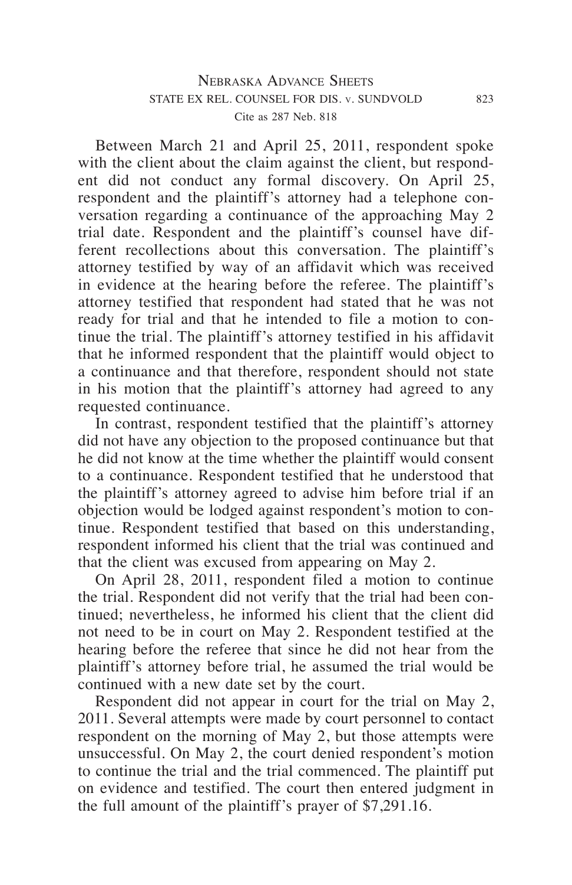Between March 21 and April 25, 2011, respondent spoke with the client about the claim against the client, but respondent did not conduct any formal discovery. On April 25, respondent and the plaintiff's attorney had a telephone conversation regarding a continuance of the approaching May 2 trial date. Respondent and the plaintiff's counsel have different recollections about this conversation. The plaintiff's attorney testified by way of an affidavit which was received in evidence at the hearing before the referee. The plaintiff's attorney testified that respondent had stated that he was not ready for trial and that he intended to file a motion to continue the trial. The plaintiff's attorney testified in his affidavit that he informed respondent that the plaintiff would object to a continuance and that therefore, respondent should not state in his motion that the plaintiff's attorney had agreed to any requested continuance.

In contrast, respondent testified that the plaintiff's attorney did not have any objection to the proposed continuance but that he did not know at the time whether the plaintiff would consent to a continuance. Respondent testified that he understood that the plaintiff's attorney agreed to advise him before trial if an objection would be lodged against respondent's motion to continue. Respondent testified that based on this understanding, respondent informed his client that the trial was continued and that the client was excused from appearing on May 2.

On April 28, 2011, respondent filed a motion to continue the trial. Respondent did not verify that the trial had been continued; nevertheless, he informed his client that the client did not need to be in court on May 2. Respondent testified at the hearing before the referee that since he did not hear from the plaintiff's attorney before trial, he assumed the trial would be continued with a new date set by the court.

Respondent did not appear in court for the trial on May 2, 2011. Several attempts were made by court personnel to contact respondent on the morning of May 2, but those attempts were unsuccessful. On May 2, the court denied respondent's motion to continue the trial and the trial commenced. The plaintiff put on evidence and testified. The court then entered judgment in the full amount of the plaintiff's prayer of $7,291.16.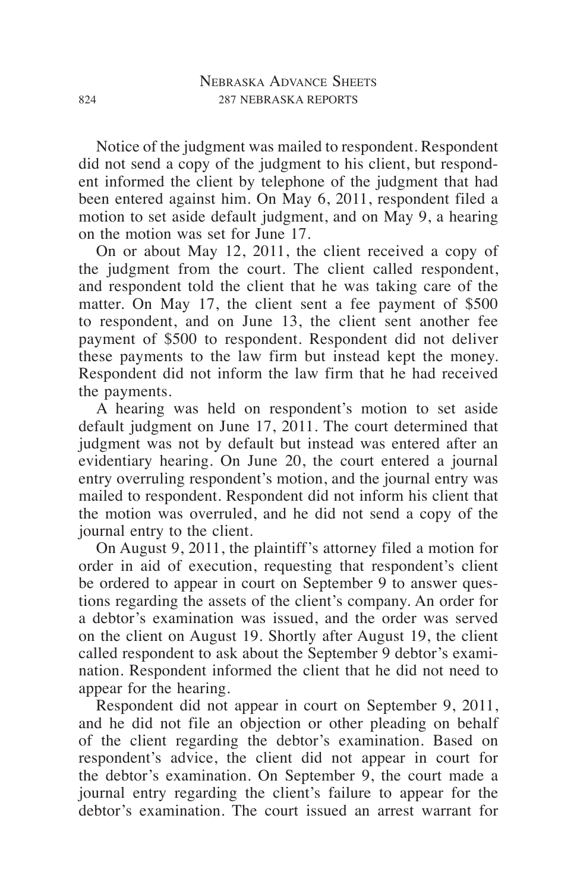Notice of the judgment was mailed to respondent. Respondent did not send a copy of the judgment to his client, but respondent informed the client by telephone of the judgment that had been entered against him. On May 6, 2011, respondent filed a motion to set aside default judgment, and on May 9, a hearing on the motion was set for June 17.

On or about May 12, 2011, the client received a copy of the judgment from the court. The client called respondent, and respondent told the client that he was taking care of the matter. On May 17, the client sent a fee payment of $500 to respondent, and on June 13, the client sent another fee payment of $500 to respondent. Respondent did not deliver these payments to the law firm but instead kept the money. Respondent did not inform the law firm that he had received the payments.

A hearing was held on respondent's motion to set aside default judgment on June 17, 2011. The court determined that judgment was not by default but instead was entered after an evidentiary hearing. On June 20, the court entered a journal entry overruling respondent's motion, and the journal entry was mailed to respondent. Respondent did not inform his client that the motion was overruled, and he did not send a copy of the journal entry to the client.

On August 9, 2011, the plaintiff's attorney filed a motion for order in aid of execution, requesting that respondent's client be ordered to appear in court on September 9 to answer questions regarding the assets of the client's company. An order for a debtor's examination was issued, and the order was served on the client on August 19. Shortly after August 19, the client called respondent to ask about the September 9 debtor's examination. Respondent informed the client that he did not need to appear for the hearing.

Respondent did not appear in court on September 9, 2011, and he did not file an objection or other pleading on behalf of the client regarding the debtor's examination. Based on respondent's advice, the client did not appear in court for the debtor's examination. On September 9, the court made a journal entry regarding the client's failure to appear for the debtor's examination. The court issued an arrest warrant for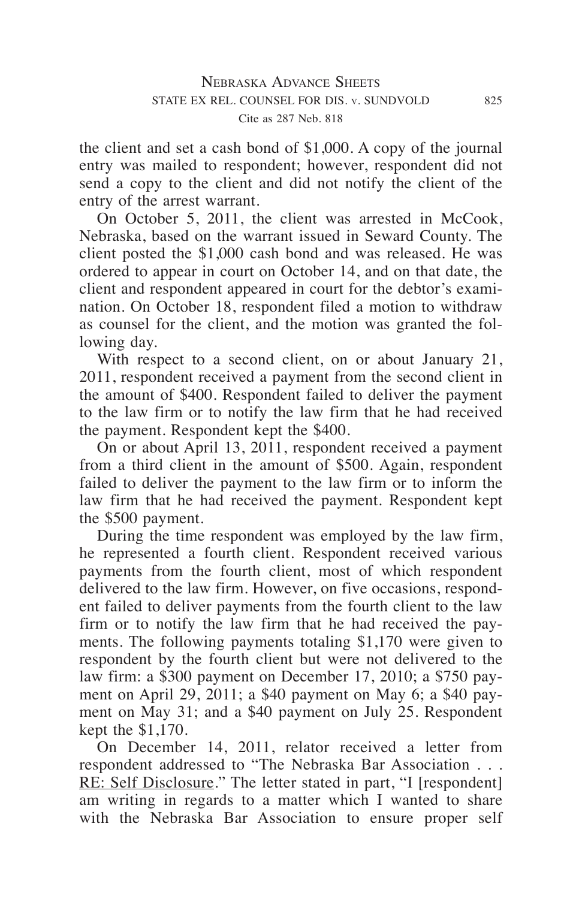the client and set a cash bond of $1,000. A copy of the journal entry was mailed to respondent; however, respondent did not send a copy to the client and did not notify the client of the entry of the arrest warrant.

On October 5, 2011, the client was arrested in McCook, Nebraska, based on the warrant issued in Seward County. The client posted the $1,000 cash bond and was released. He was ordered to appear in court on October 14, and on that date, the client and respondent appeared in court for the debtor's examination. On October 18, respondent filed a motion to withdraw as counsel for the client, and the motion was granted the following day.

With respect to a second client, on or about January 21, 2011, respondent received a payment from the second client in the amount of $400. Respondent failed to deliver the payment to the law firm or to notify the law firm that he had received the payment. Respondent kept the $400.

On or about April 13, 2011, respondent received a payment from a third client in the amount of $500. Again, respondent failed to deliver the payment to the law firm or to inform the law firm that he had received the payment. Respondent kept the $500 payment.

During the time respondent was employed by the law firm, he represented a fourth client. Respondent received various payments from the fourth client, most of which respondent delivered to the law firm. However, on five occasions, respondent failed to deliver payments from the fourth client to the law firm or to notify the law firm that he had received the payments. The following payments totaling $1,170 were given to respondent by the fourth client but were not delivered to the law firm: a $300 payment on December 17, 2010; a $750 payment on April 29, 2011; a $40 payment on May 6; a $40 payment on May 31; and a $40 payment on July 25. Respondent kept the $1,170.

On December 14, 2011, relator received a letter from respondent addressed to "The Nebraska Bar Association . . . RE: Self Disclosure." The letter stated in part, "I [respondent] am writing in regards to a matter which I wanted to share with the Nebraska Bar Association to ensure proper self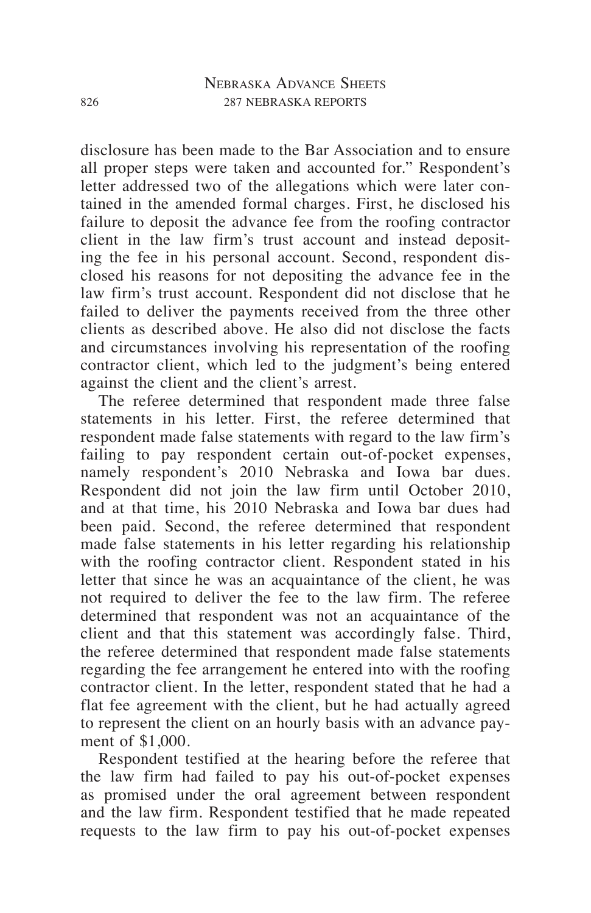disclosure has been made to the Bar Association and to ensure all proper steps were taken and accounted for." Respondent's letter addressed two of the allegations which were later contained in the amended formal charges. First, he disclosed his failure to deposit the advance fee from the roofing contractor client in the law firm's trust account and instead depositing the fee in his personal account. Second, respondent disclosed his reasons for not depositing the advance fee in the law firm's trust account. Respondent did not disclose that he failed to deliver the payments received from the three other clients as described above. He also did not disclose the facts and circumstances involving his representation of the roofing contractor client, which led to the judgment's being entered against the client and the client's arrest.

The referee determined that respondent made three false statements in his letter. First, the referee determined that respondent made false statements with regard to the law firm's failing to pay respondent certain out-of-pocket expenses, namely respondent's 2010 Nebraska and Iowa bar dues. Respondent did not join the law firm until October 2010, and at that time, his 2010 Nebraska and Iowa bar dues had been paid. Second, the referee determined that respondent made false statements in his letter regarding his relationship with the roofing contractor client. Respondent stated in his letter that since he was an acquaintance of the client, he was not required to deliver the fee to the law firm. The referee determined that respondent was not an acquaintance of the client and that this statement was accordingly false. Third, the referee determined that respondent made false statements regarding the fee arrangement he entered into with the roofing contractor client. In the letter, respondent stated that he had a flat fee agreement with the client, but he had actually agreed to represent the client on an hourly basis with an advance payment of $1,000.

Respondent testified at the hearing before the referee that the law firm had failed to pay his out-of-pocket expenses as promised under the oral agreement between respondent and the law firm. Respondent testified that he made repeated requests to the law firm to pay his out-of-pocket expenses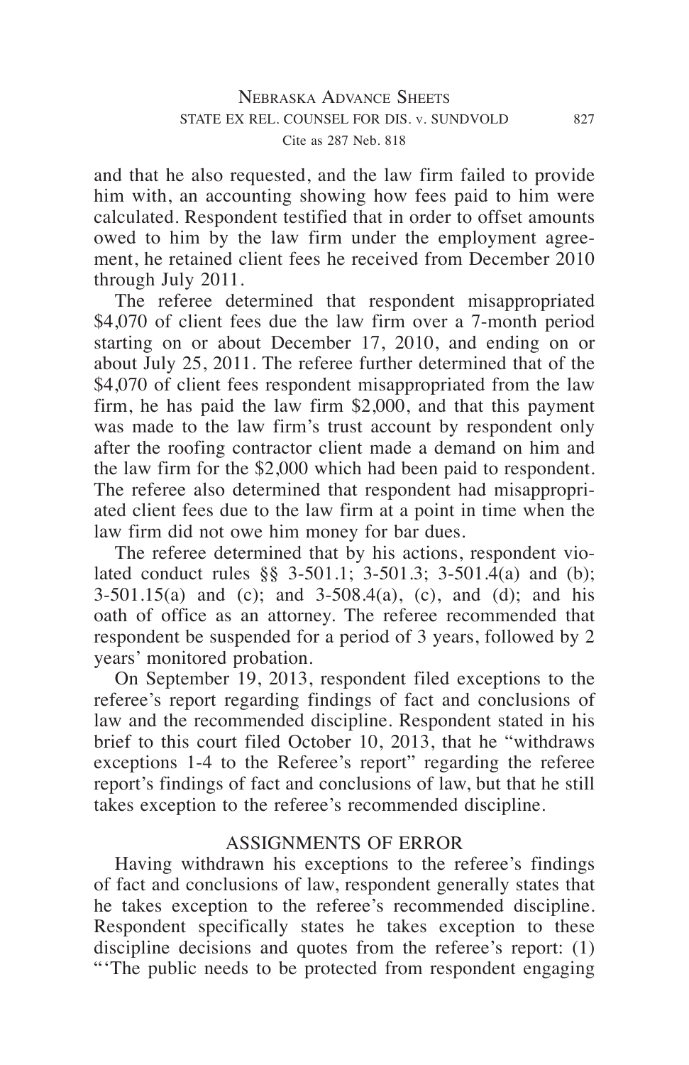and that he also requested, and the law firm failed to provide him with, an accounting showing how fees paid to him were calculated. Respondent testified that in order to offset amounts owed to him by the law firm under the employment agreement, he retained client fees he received from December 2010 through July 2011.

The referee determined that respondent misappropriated $4,070 of client fees due the law firm over a 7-month period starting on or about December 17, 2010, and ending on or about July 25, 2011. The referee further determined that of the $4,070 of client fees respondent misappropriated from the law firm, he has paid the law firm $2,000, and that this payment was made to the law firm's trust account by respondent only after the roofing contractor client made a demand on him and the law firm for the $2,000 which had been paid to respondent. The referee also determined that respondent had misappropriated client fees due to the law firm at a point in time when the law firm did not owe him money for bar dues.

The referee determined that by his actions, respondent violated conduct rules §§ 3-501.1; 3-501.3; 3-501.4(a) and (b); 3-501.15(a) and (c); and 3-508.4(a), (c), and (d); and his oath of office as an attorney. The referee recommended that respondent be suspended for a period of 3 years, followed by 2 years' monitored probation.

On September 19, 2013, respondent filed exceptions to the referee's report regarding findings of fact and conclusions of law and the recommended discipline. Respondent stated in his brief to this court filed October 10, 2013, that he "withdraws exceptions 1-4 to the Referee's report" regarding the referee report's findings of fact and conclusions of law, but that he still takes exception to the referee's recommended discipline.

## ASSIGNMENTS OF ERROR

Having withdrawn his exceptions to the referee's findings of fact and conclusions of law, respondent generally states that he takes exception to the referee's recommended discipline. Respondent specifically states he takes exception to these discipline decisions and quotes from the referee's report: (1) "'The public needs to be protected from respondent engaging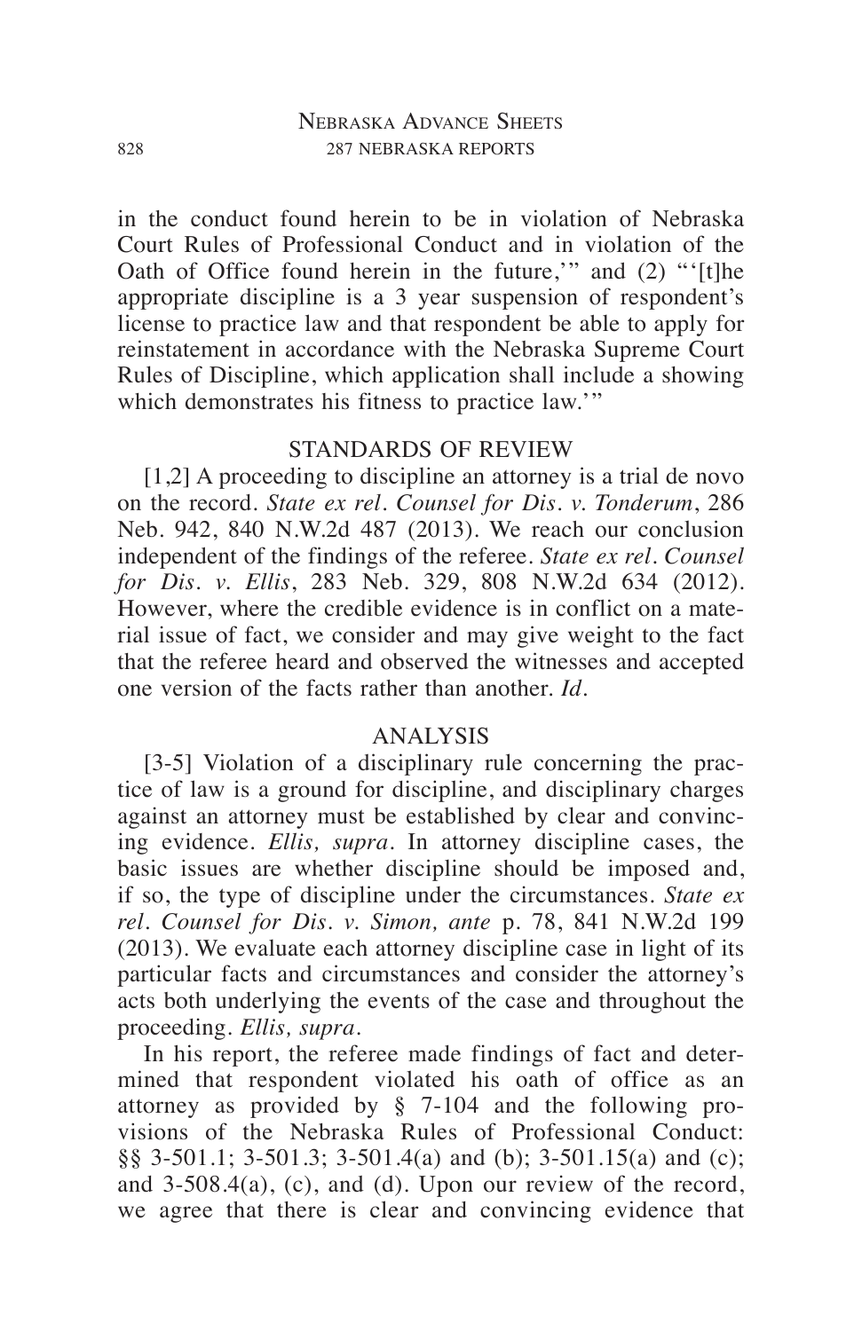in the conduct found herein to be in violation of Nebraska Court Rules of Professional Conduct and in violation of the Oath of Office found herein in the future,'" and (2) "'[t]he appropriate discipline is a 3 year suspension of respondent's license to practice law and that respondent be able to apply for reinstatement in accordance with the Nebraska Supreme Court Rules of Discipline, which application shall include a showing which demonstrates his fitness to practice law.'"

## STANDARDS OF REVIEW

[1,2] A proceeding to discipline an attorney is a trial de novo on the record. *State ex rel. Counsel for Dis. v. Tonderum*, 286 Neb. 942, 840 N.W.2d 487 (2013). We reach our conclusion independent of the findings of the referee. *State ex rel. Counsel for Dis. v. Ellis*, 283 Neb. 329, 808 N.W.2d 634 (2012). However, where the credible evidence is in conflict on a material issue of fact, we consider and may give weight to the fact that the referee heard and observed the witnesses and accepted one version of the facts rather than another. *Id.*

## ANALYSIS

[3-5] Violation of a disciplinary rule concerning the practice of law is a ground for discipline, and disciplinary charges against an attorney must be established by clear and convincing evidence. *Ellis, supra.* In attorney discipline cases, the basic issues are whether discipline should be imposed and, if so, the type of discipline under the circumstances. *State ex rel. Counsel for Dis. v. Simon, ante* p. 78, 841 N.W.2d 199 (2013). We evaluate each attorney discipline case in light of its particular facts and circumstances and consider the attorney's acts both underlying the events of the case and throughout the proceeding. *Ellis, supra.*

In his report, the referee made findings of fact and determined that respondent violated his oath of office as an attorney as provided by § 7-104 and the following provisions of the Nebraska Rules of Professional Conduct: §§ 3-501.1; 3-501.3; 3-501.4(a) and (b); 3-501.15(a) and (c); and 3-508.4(a), (c), and (d). Upon our review of the record, we agree that there is clear and convincing evidence that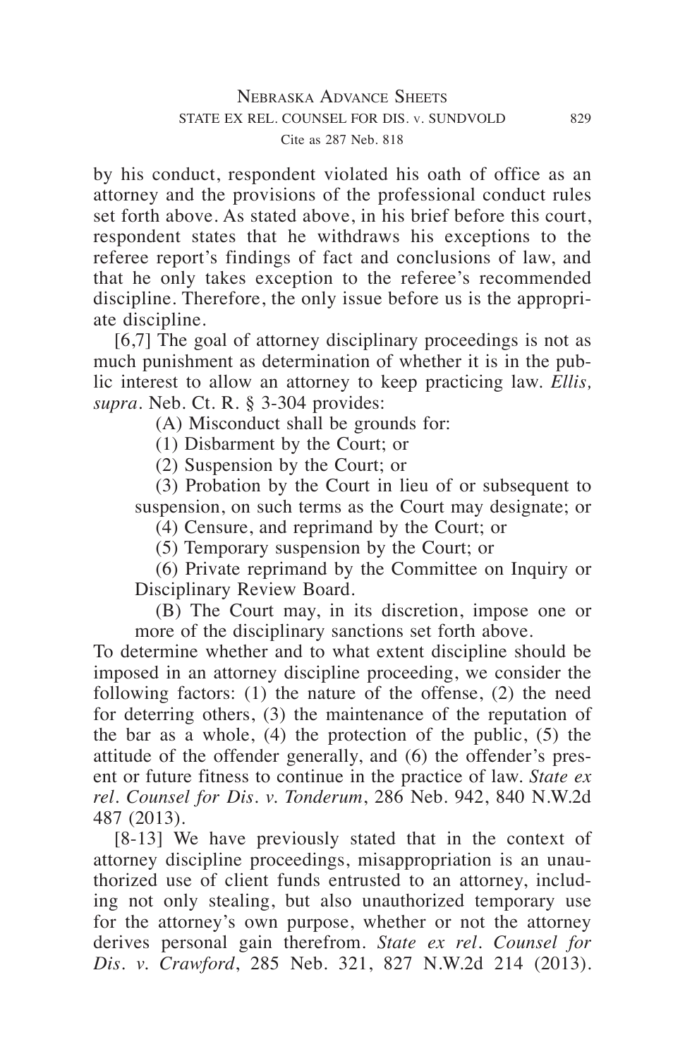by his conduct, respondent violated his oath of office as an attorney and the provisions of the professional conduct rules set forth above. As stated above, in his brief before this court, respondent states that he withdraws his exceptions to the referee report's findings of fact and conclusions of law, and that he only takes exception to the referee's recommended discipline. Therefore, the only issue before us is the appropriate discipline.

[6,7] The goal of attorney disciplinary proceedings is not as much punishment as determination of whether it is in the public interest to allow an attorney to keep practicing law. *Ellis, supra*. Neb. Ct. R. § 3-304 provides:

> (A) Misconduct shall be grounds for:
>
> (1) Disbarment by the Court; or
>
> (2) Suspension by the Court; or
>
> (3) Probation by the Court in lieu of or subsequent to suspension, on such terms as the Court may designate; or
>
> (4) Censure, and reprimand by the Court; or
>
> (5) Temporary suspension by the Court; or
>
> (6) Private reprimand by the Committee on Inquiry or Disciplinary Review Board.
>
> (B) The Court may, in its discretion, impose one or more of the disciplinary sanctions set forth above.

To determine whether and to what extent discipline should be imposed in an attorney discipline proceeding, we consider the following factors: (1) the nature of the offense, (2) the need for deterring others, (3) the maintenance of the reputation of the bar as a whole, (4) the protection of the public, (5) the attitude of the offender generally, and (6) the offender's present or future fitness to continue in the practice of law. *State ex rel. Counsel for Dis. v. Tonderum*, 286 Neb. 942, 840 N.W.2d 487 (2013).

[8-13] We have previously stated that in the context of attorney discipline proceedings, misappropriation is an unauthorized use of client funds entrusted to an attorney, including not only stealing, but also unauthorized temporary use for the attorney's own purpose, whether or not the attorney derives personal gain therefrom. *State ex rel. Counsel for Dis. v. Crawford*, 285 Neb. 321, 827 N.W.2d 214 (2013).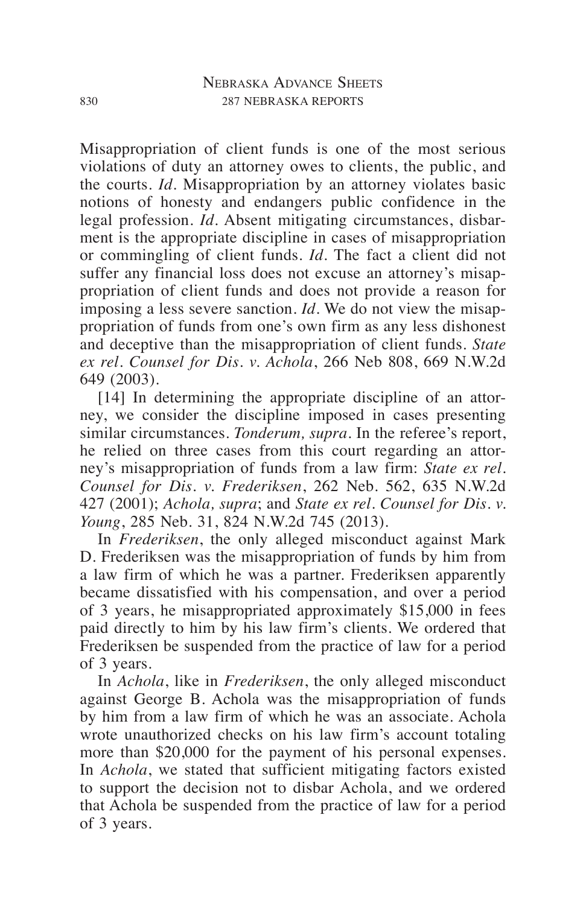Misappropriation of client funds is one of the most serious violations of duty an attorney owes to clients, the public, and the courts. *Id*. Misappropriation by an attorney violates basic notions of honesty and endangers public confidence in the legal profession. *Id*. Absent mitigating circumstances, disbarment is the appropriate discipline in cases of misappropriation or commingling of client funds. *Id*. The fact a client did not suffer any financial loss does not excuse an attorney's misappropriation of client funds and does not provide a reason for imposing a less severe sanction. *Id*. We do not view the misappropriation of funds from one's own firm as any less dishonest and deceptive than the misappropriation of client funds. *State ex rel. Counsel for Dis. v. Achola*, 266 Neb 808, 669 N.W.2d 649 (2003).

[14] In determining the appropriate discipline of an attorney, we consider the discipline imposed in cases presenting similar circumstances. *Tonderum, supra*. In the referee's report, he relied on three cases from this court regarding an attorney's misappropriation of funds from a law firm: *State ex rel. Counsel for Dis. v. Frederiksen*, 262 Neb. 562, 635 N.W.2d 427 (2001); *Achola, supra*; and *State ex rel. Counsel for Dis. v. Young*, 285 Neb. 31, 824 N.W.2d 745 (2013).

In *Frederiksen*, the only alleged misconduct against Mark D. Frederiksen was the misappropriation of funds by him from a law firm of which he was a partner. Frederiksen apparently became dissatisfied with his compensation, and over a period of 3 years, he misappropriated approximately $15,000 in fees paid directly to him by his law firm's clients. We ordered that Frederiksen be suspended from the practice of law for a period of 3 years.

In *Achola*, like in *Frederiksen*, the only alleged misconduct against George B. Achola was the misappropriation of funds by him from a law firm of which he was an associate. Achola wrote unauthorized checks on his law firm's account totaling more than $20,000 for the payment of his personal expenses. In *Achola*, we stated that sufficient mitigating factors existed to support the decision not to disbar Achola, and we ordered that Achola be suspended from the practice of law for a period of 3 years.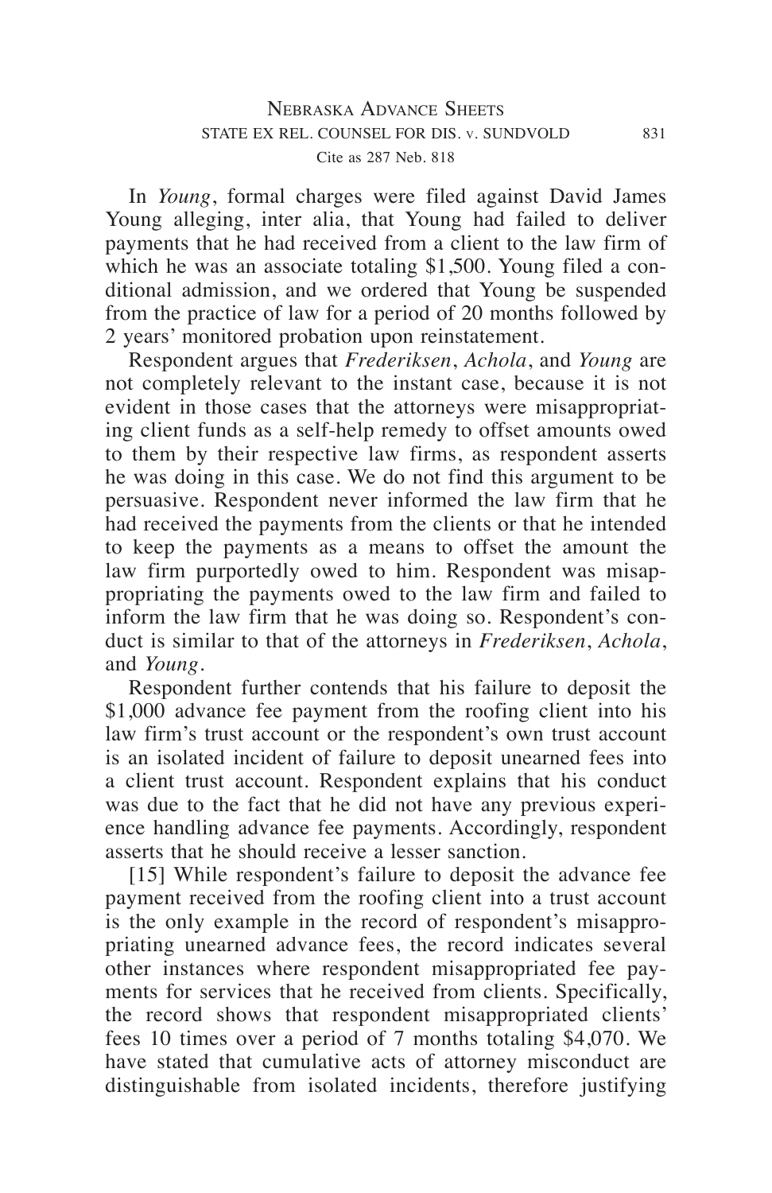In *Young*, formal charges were filed against David James Young alleging, inter alia, that Young had failed to deliver payments that he had received from a client to the law firm of which he was an associate totaling $1,500. Young filed a conditional admission, and we ordered that Young be suspended from the practice of law for a period of 20 months followed by 2 years' monitored probation upon reinstatement.

Respondent argues that *Frederiksen*, *Achola*, and *Young* are not completely relevant to the instant case, because it is not evident in those cases that the attorneys were misappropriating client funds as a self-help remedy to offset amounts owed to them by their respective law firms, as respondent asserts he was doing in this case. We do not find this argument to be persuasive. Respondent never informed the law firm that he had received the payments from the clients or that he intended to keep the payments as a means to offset the amount the law firm purportedly owed to him. Respondent was misappropriating the payments owed to the law firm and failed to inform the law firm that he was doing so. Respondent's conduct is similar to that of the attorneys in *Frederiksen*, *Achola*, and *Young*.

Respondent further contends that his failure to deposit the $1,000 advance fee payment from the roofing client into his law firm's trust account or the respondent's own trust account is an isolated incident of failure to deposit unearned fees into a client trust account. Respondent explains that his conduct was due to the fact that he did not have any previous experience handling advance fee payments. Accordingly, respondent asserts that he should receive a lesser sanction.

[15] While respondent's failure to deposit the advance fee payment received from the roofing client into a trust account is the only example in the record of respondent's misappropriating unearned advance fees, the record indicates several other instances where respondent misappropriated fee payments for services that he received from clients. Specifically, the record shows that respondent misappropriated clients' fees 10 times over a period of 7 months totaling $4,070. We have stated that cumulative acts of attorney misconduct are distinguishable from isolated incidents, therefore justifying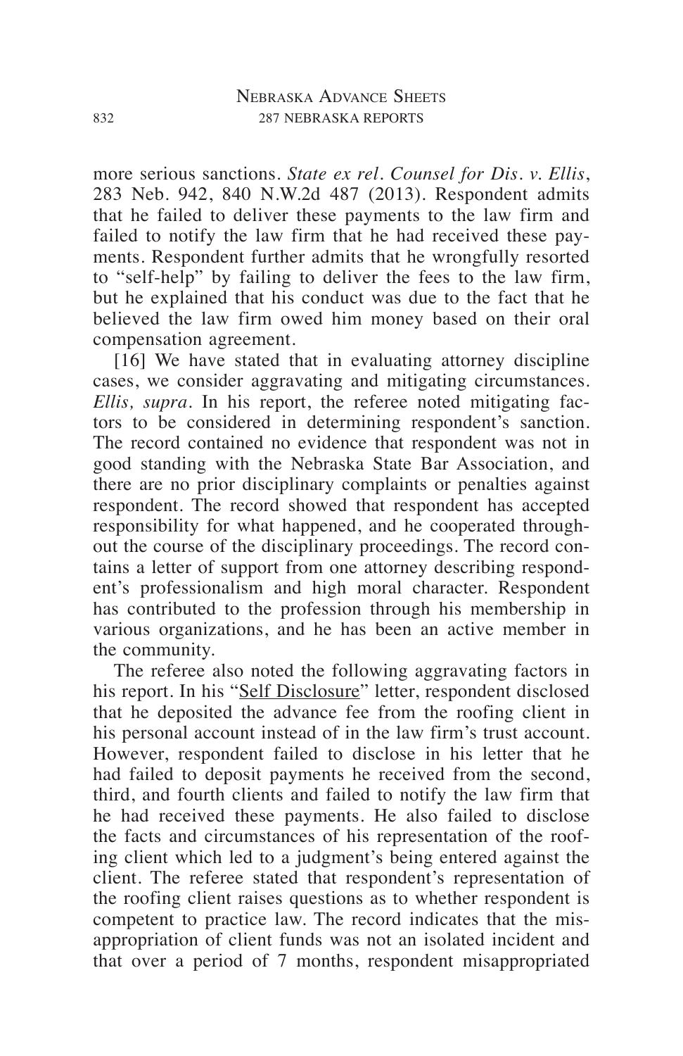more serious sanctions. *State ex rel. Counsel for Dis. v. Ellis*, 283 Neb. 942, 840 N.W.2d 487 (2013). Respondent admits that he failed to deliver these payments to the law firm and failed to notify the law firm that he had received these payments. Respondent further admits that he wrongfully resorted to "self-help" by failing to deliver the fees to the law firm, but he explained that his conduct was due to the fact that he believed the law firm owed him money based on their oral compensation agreement.

[16] We have stated that in evaluating attorney discipline cases, we consider aggravating and mitigating circumstances. *Ellis, supra*. In his report, the referee noted mitigating factors to be considered in determining respondent's sanction. The record contained no evidence that respondent was not in good standing with the Nebraska State Bar Association, and there are no prior disciplinary complaints or penalties against respondent. The record showed that respondent has accepted responsibility for what happened, and he cooperated throughout the course of the disciplinary proceedings. The record contains a letter of support from one attorney describing respondent's professionalism and high moral character. Respondent has contributed to the profession through his membership in various organizations, and he has been an active member in the community.

The referee also noted the following aggravating factors in his report. In his "Self Disclosure" letter, respondent disclosed that he deposited the advance fee from the roofing client in his personal account instead of in the law firm's trust account. However, respondent failed to disclose in his letter that he had failed to deposit payments he received from the second, third, and fourth clients and failed to notify the law firm that he had received these payments. He also failed to disclose the facts and circumstances of his representation of the roofing client which led to a judgment's being entered against the client. The referee stated that respondent's representation of the roofing client raises questions as to whether respondent is competent to practice law. The record indicates that the misappropriation of client funds was not an isolated incident and that over a period of 7 months, respondent misappropriated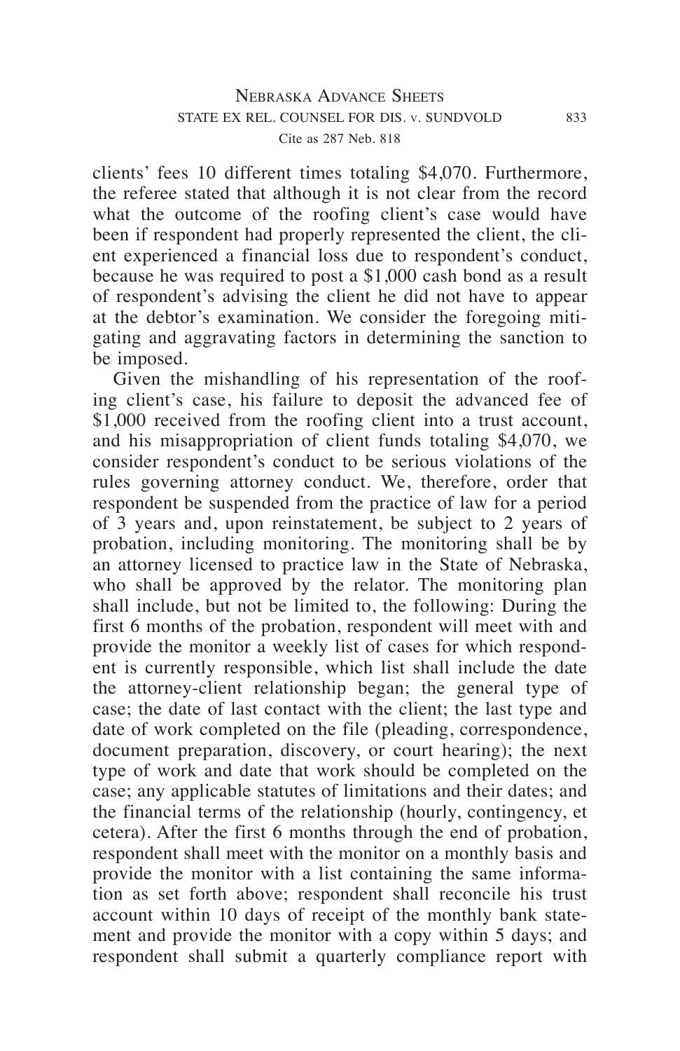clients' fees 10 different times totaling $4,070. Furthermore, the referee stated that although it is not clear from the record what the outcome of the roofing client's case would have been if respondent had properly represented the client, the client experienced a financial loss due to respondent's conduct, because he was required to post a $1,000 cash bond as a result of respondent's advising the client he did not have to appear at the debtor's examination. We consider the foregoing mitigating and aggravating factors in determining the sanction to be imposed.

Given the mishandling of his representation of the roofing client's case, his failure to deposit the advanced fee of $1,000 received from the roofing client into a trust account, and his misappropriation of client funds totaling $4,070, we consider respondent's conduct to be serious violations of the rules governing attorney conduct. We, therefore, order that respondent be suspended from the practice of law for a period of 3 years and, upon reinstatement, be subject to 2 years of probation, including monitoring. The monitoring shall be by an attorney licensed to practice law in the State of Nebraska, who shall be approved by the relator. The monitoring plan shall include, but not be limited to, the following: During the first 6 months of the probation, respondent will meet with and provide the monitor a weekly list of cases for which respondent is currently responsible, which list shall include the date the attorney-client relationship began; the general type of case; the date of last contact with the client; the last type and date of work completed on the file (pleading, correspondence, document preparation, discovery, or court hearing); the next type of work and date that work should be completed on the case; any applicable statutes of limitations and their dates; and the financial terms of the relationship (hourly, contingency, et cetera). After the first 6 months through the end of probation, respondent shall meet with the monitor on a monthly basis and provide the monitor with a list containing the same information as set forth above; respondent shall reconcile his trust account within 10 days of receipt of the monthly bank statement and provide the monitor with a copy within 5 days; and respondent shall submit a quarterly compliance report with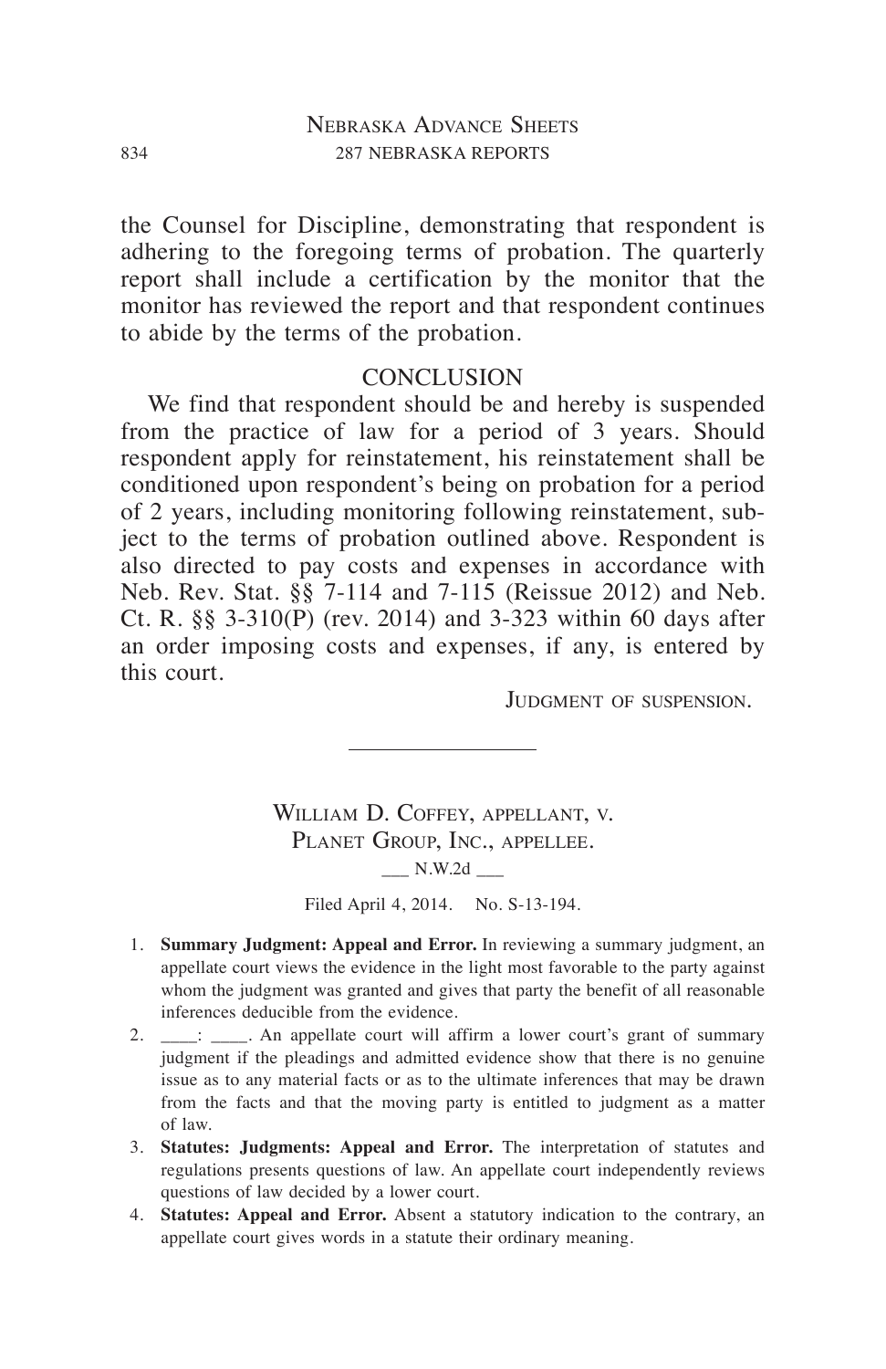the Counsel for Discipline, demonstrating that respondent is adhering to the foregoing terms of probation. The quarterly report shall include a certification by the monitor that the monitor has reviewed the report and that respondent continues to abide by the terms of the probation.

## CONCLUSION

We find that respondent should be and hereby is suspended from the practice of law for a period of 3 years. Should respondent apply for reinstatement, his reinstatement shall be conditioned upon respondent's being on probation for a period of 2 years, including monitoring following reinstatement, subject to the terms of probation outlined above. Respondent is also directed to pay costs and expenses in accordance with Neb. Rev. Stat. §§ 7-114 and 7-115 (Reissue 2012) and Neb. Ct. R. §§ 3-310(P) (rev. 2014) and 3-323 within 60 days after an order imposing costs and expenses, if any, is entered by this court.

Judgment of suspension.

---

# William D. Coffey, appellant, v. Planet Group, Inc., appellee.

___ N.W.2d ___

Filed April 4, 2014. No. S-13-194.

1. **Summary Judgment: Appeal and Error.** In reviewing a summary judgment, an appellate court views the evidence in the light most favorable to the party against whom the judgment was granted and gives that party the benefit of all reasonable inferences deducible from the evidence.
2. ____: ____. An appellate court will affirm a lower court's grant of summary judgment if the pleadings and admitted evidence show that there is no genuine issue as to any material facts or as to the ultimate inferences that may be drawn from the facts and that the moving party is entitled to judgment as a matter of law.
3. **Statutes: Judgments: Appeal and Error.** The interpretation of statutes and regulations presents questions of law. An appellate court independently reviews questions of law decided by a lower court.
4. **Statutes: Appeal and Error.** Absent a statutory indication to the contrary, an appellate court gives words in a statute their ordinary meaning.